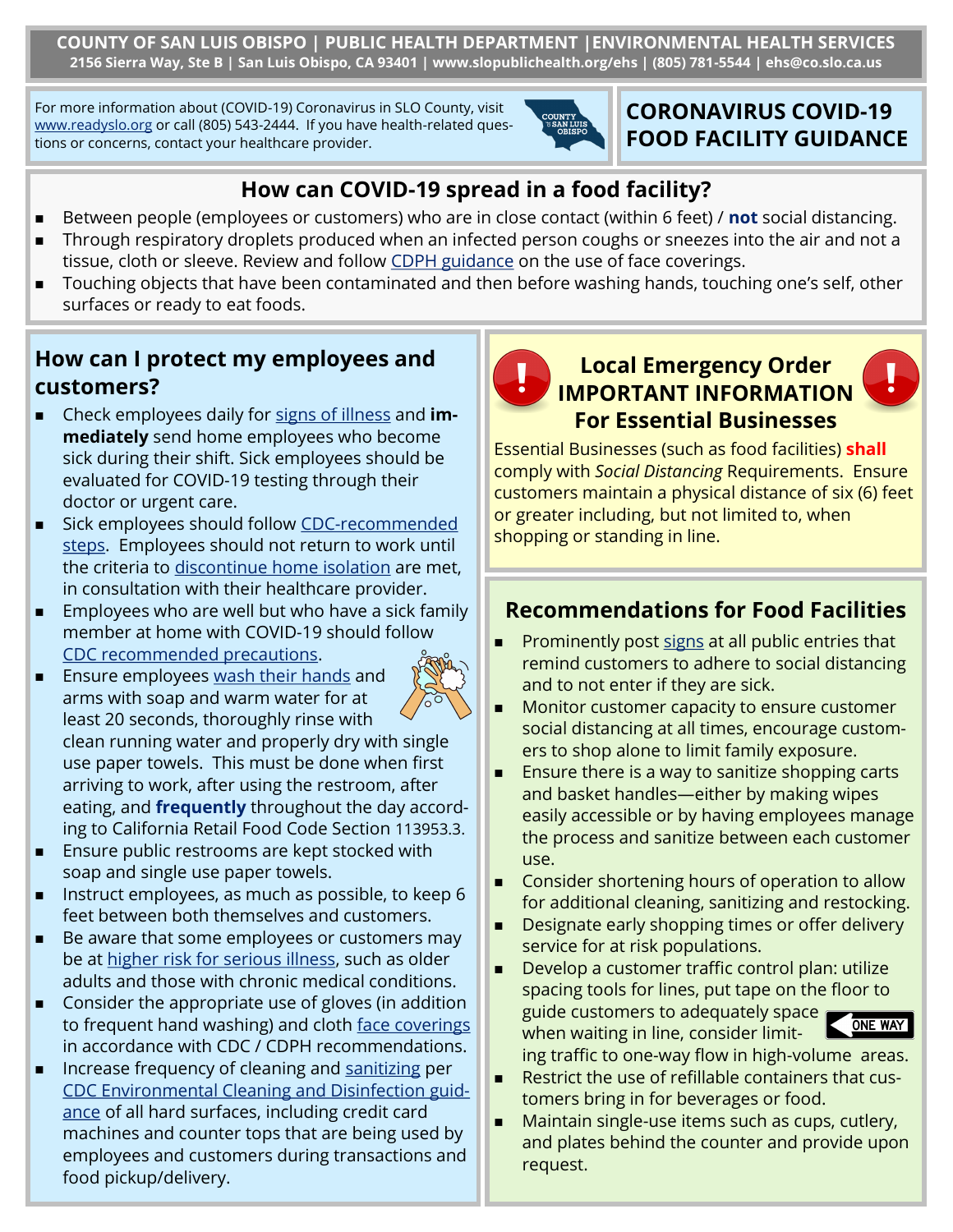**COUNTY OF SAN LUIS OBISPO | PUBLIC HEALTH DEPARTMENT | ENVIRONMENTAL HEALTH SERVICES**
**2156 Sierra Way, Ste B | San Luis Obispo, CA 93401 | www.slopublichealth.org/ehs | (805) 781-5544 | ehs@co.slo.ca.us**

For more information about (COVID-19) Coronavirus in SLO County, visit www.readyslo.org or call (805) 543-2444. If you have health-related questions or concerns, contact your healthcare provider.

# CORONAVIRUS COVID-19 FOOD FACILITY GUIDANCE

## How can COVID-19 spread in a food facility?

- Between people (employees or customers) who are in close contact (within 6 feet) / **not** social distancing.
- Through respiratory droplets produced when an infected person coughs or sneezes into the air and not a tissue, cloth or sleeve. Review and follow CDPH guidance on the use of face coverings.
- Touching objects that have been contaminated and then before washing hands, touching one's self, other surfaces or ready to eat foods.

## How can I protect my employees and customers?

- Check employees daily for signs of illness and **immediately** send home employees who become sick during their shift. Sick employees should be evaluated for COVID-19 testing through their doctor or urgent care.
- Sick employees should follow CDC-recommended steps. Employees should not return to work until the criteria to discontinue home isolation are met, in consultation with their healthcare provider.
- Employees who are well but who have a sick family member at home with COVID-19 should follow CDC recommended precautions.
- Ensure employees wash their hands and arms with soap and warm water for at least 20 seconds, thoroughly rinse with clean running water and properly dry with single use paper towels. This must be done when first arriving to work, after using the restroom, after eating, and **frequently** throughout the day according to California Retail Food Code Section 113953.3.
- Ensure public restrooms are kept stocked with soap and single use paper towels.
- Instruct employees, as much as possible, to keep 6 feet between both themselves and customers.
- Be aware that some employees or customers may be at higher risk for serious illness, such as older adults and those with chronic medical conditions.
- Consider the appropriate use of gloves (in addition to frequent hand washing) and cloth face coverings in accordance with CDC / CDPH recommendations.
- Increase frequency of cleaning and sanitizing per CDC Environmental Cleaning and Disinfection guidance of all hard surfaces, including credit card machines and counter tops that are being used by employees and customers during transactions and food pickup/delivery.

## Local Emergency Order IMPORTANT INFORMATION For Essential Businesses

Essential Businesses (such as food facilities) **shall** comply with *Social Distancing* Requirements. Ensure customers maintain a physical distance of six (6) feet or greater including, but not limited to, when shopping or standing in line.

## Recommendations for Food Facilities

- Prominently post signs at all public entries that remind customers to adhere to social distancing and to not enter if they are sick.
- Monitor customer capacity to ensure customer social distancing at all times, encourage customers to shop alone to limit family exposure.
- Ensure there is a way to sanitize shopping carts and basket handles—either by making wipes easily accessible or by having employees manage the process and sanitize between each customer use.
- Consider shortening hours of operation to allow for additional cleaning, sanitizing and restocking.
- Designate early shopping times or offer delivery service for at risk populations.
- Develop a customer traffic control plan: utilize spacing tools for lines, put tape on the floor to guide customers to adequately space when waiting in line, consider limiting traffic to one-way flow in high-volume areas.
- Restrict the use of refillable containers that customers bring in for beverages or food.
- Maintain single-use items such as cups, cutlery, and plates behind the counter and provide upon request.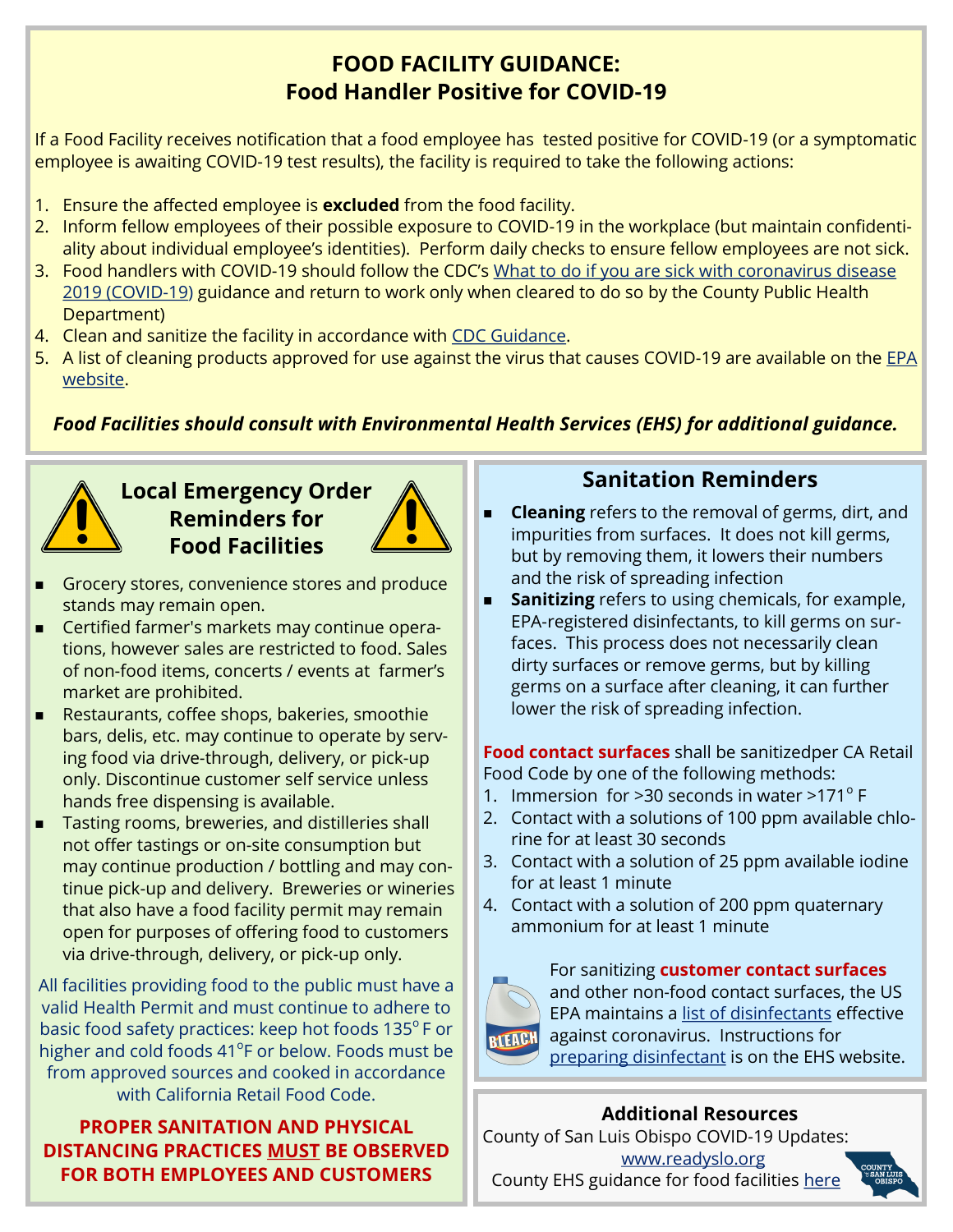# FOOD FACILITY GUIDANCE:
# Food Handler Positive for COVID-19

If a Food Facility receives notification that a food employee has tested positive for COVID-19 (or a symptomatic employee is awaiting COVID-19 test results), the facility is required to take the following actions:

1. Ensure the affected employee is **excluded** from the food facility.
2. Inform fellow employees of their possible exposure to COVID-19 in the workplace (but maintain confidentiality about individual employee's identities). Perform daily checks to ensure fellow employees are not sick.
3. Food handlers with COVID-19 should follow the CDC's What to do if you are sick with coronavirus disease 2019 (COVID-19) guidance and return to work only when cleared to do so by the County Public Health Department)
4. Clean and sanitize the facility in accordance with CDC Guidance.
5. A list of cleaning products approved for use against the virus that causes COVID-19 are available on the EPA website.

***Food Facilities should consult with Environmental Health Services (EHS) for additional guidance.***

## Local Emergency Order Reminders for Food Facilities

- Grocery stores, convenience stores and produce stands may remain open.
- Certified farmer's markets may continue operations, however sales are restricted to food. Sales of non-food items, concerts / events at farmer's market are prohibited.
- Restaurants, coffee shops, bakeries, smoothie bars, delis, etc. may continue to operate by serving food via drive-through, delivery, or pick-up only. Discontinue customer self service unless hands free dispensing is available.
- Tasting rooms, breweries, and distilleries shall not offer tastings or on-site consumption but may continue production / bottling and may continue pick-up and delivery. Breweries or wineries that also have a food facility permit may remain open for purposes of offering food to customers via drive-through, delivery, or pick-up only.

All facilities providing food to the public must have a valid Health Permit and must continue to adhere to basic food safety practices: keep hot foods 135°F or higher and cold foods 41°F or below. Foods must be from approved sources and cooked in accordance with California Retail Food Code.

**PROPER SANITATION AND PHYSICAL DISTANCING PRACTICES MUST BE OBSERVED FOR BOTH EMPLOYEES AND CUSTOMERS**

## Sanitation Reminders

- **Cleaning** refers to the removal of germs, dirt, and impurities from surfaces. It does not kill germs, but by removing them, it lowers their numbers and the risk of spreading infection
- **Sanitizing** refers to using chemicals, for example, EPA-registered disinfectants, to kill germs on surfaces. This process does not necessarily clean dirty surfaces or remove germs, but by killing germs on a surface after cleaning, it can further lower the risk of spreading infection.

**Food contact surfaces** shall be sanitizedper CA Retail Food Code by one of the following methods:

1. Immersion for >30 seconds in water >171° F
2. Contact with a solutions of 100 ppm available chlorine for at least 30 seconds
3. Contact with a solution of 25 ppm available iodine for at least 1 minute
4. Contact with a solution of 200 ppm quaternary ammonium for at least 1 minute

For sanitizing **customer contact surfaces** and other non-food contact surfaces, the US EPA maintains a list of disinfectants effective against coronavirus. Instructions for preparing disinfectant is on the EHS website.

### Additional Resources

County of San Luis Obispo COVID-19 Updates:
www.readyslo.org
County EHS guidance for food facilities here